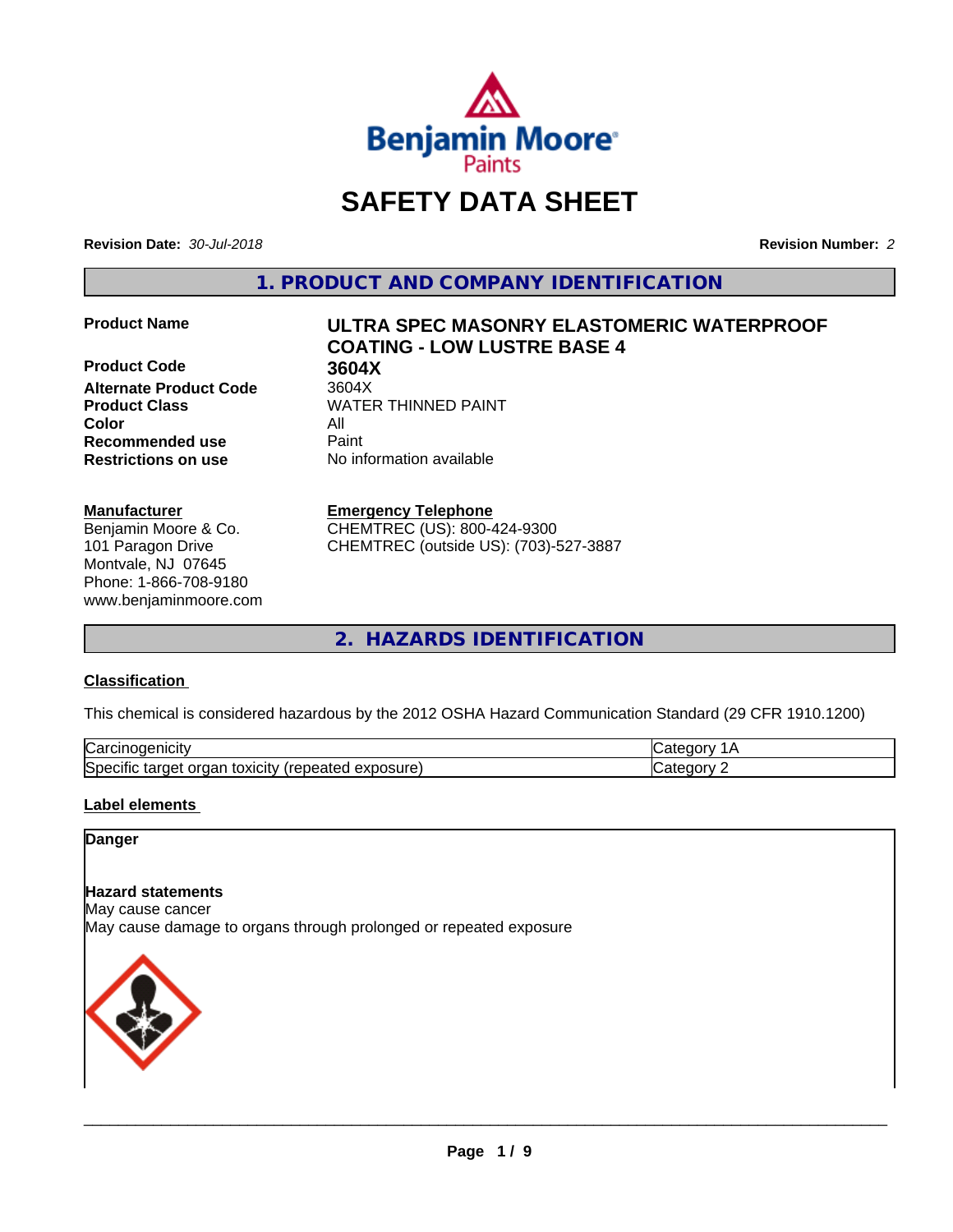# SAFETY DATA SHEET

**Revision Date:** *30-Jul-2018* **Revision Number:** *2*

## 1. PRODUCT AND COMPANY IDENTIFICATION

| | |
|---|---|
| **Product Name** | **ULTRA SPEC MASONRY ELASTOMERIC WATERPROOF COATING - LOW LUSTRE BASE 4** |
| **Product Code** | **3604X** |
| **Alternate Product Code** | 3604X |
| **Product Class** | WATER THINNED PAINT |
| **Color** | All |
| **Recommended use** | Paint |
| **Restrictions on use** | No information available |

**Manufacturer**
Benjamin Moore & Co.
101 Paragon Drive
Montvale, NJ 07645
Phone: 1-866-708-9180
www.benjaminmoore.com

**Emergency Telephone**
CHEMTREC (US): 800-424-9300
CHEMTREC (outside US): (703)-527-3887

## 2. HAZARDS IDENTIFICATION

### Classification

This chemical is considered hazardous by the 2012 OSHA Hazard Communication Standard (29 CFR 1910.1200)

| | |
|---|---|
| Carcinogenicity | Category 1A |
| Specific target organ toxicity (repeated exposure) | Category 2 |

### Label elements

**Danger**

**Hazard statements**
May cause cancer
May cause damage to organs through prolonged or repeated exposure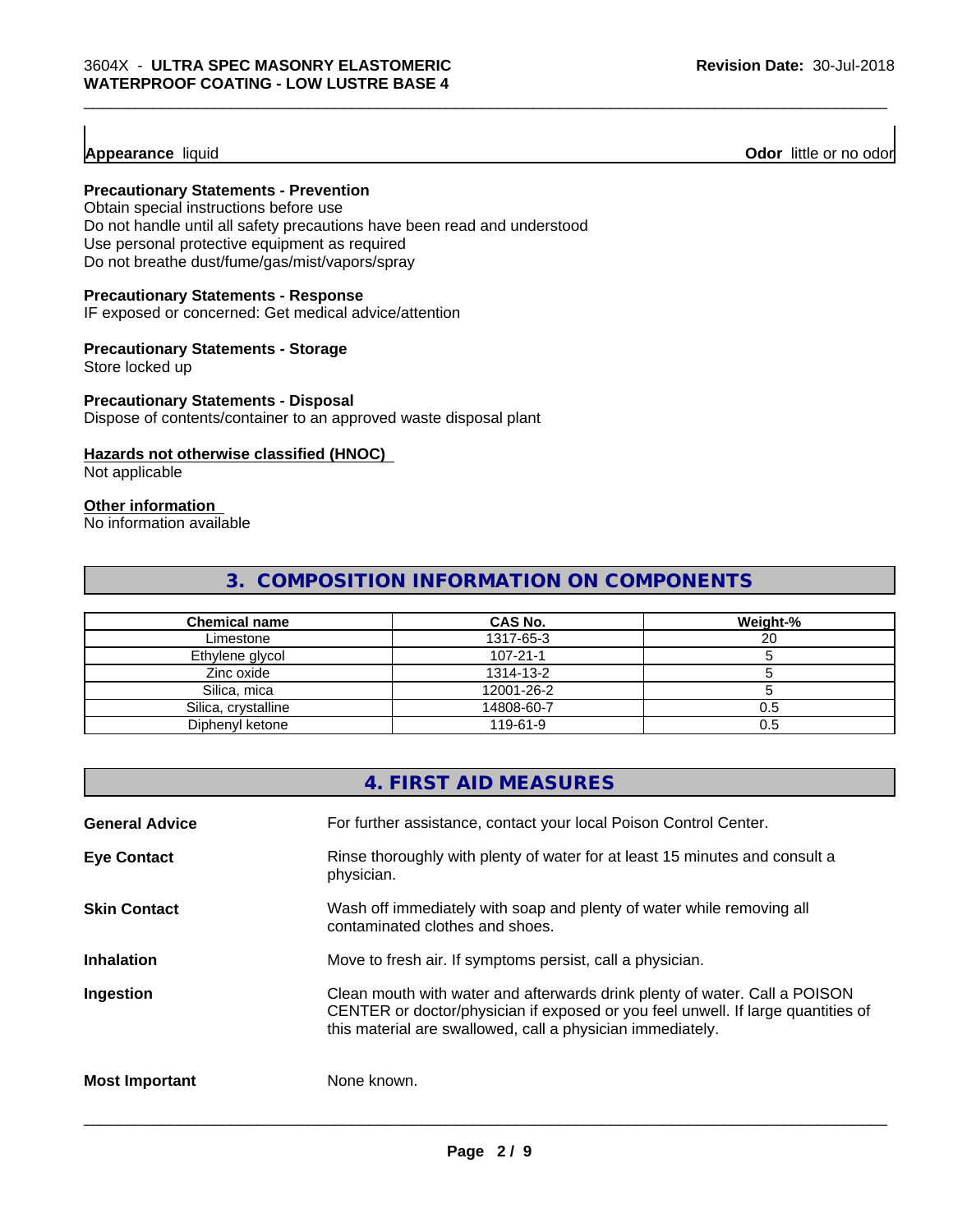**Appearance** liquid **Odor** little or no odor

**Precautionary Statements - Prevention**

Obtain special instructions before use
Do not handle until all safety precautions have been read and understood
Use personal protective equipment as required
Do not breathe dust/fume/gas/mist/vapors/spray

**Precautionary Statements - Response**

IF exposed or concerned: Get medical advice/attention

**Precautionary Statements - Storage**

Store locked up

**Precautionary Statements - Disposal**

Dispose of contents/container to an approved waste disposal plant

**Hazards not otherwise classified (HNOC)**

Not applicable

**Other information**

No information available

## 3. COMPOSITION INFORMATION ON COMPONENTS

| Chemical name | CAS No. | Weight-% |
|---|---|---|
| Limestone | 1317-65-3 | 20 |
| Ethylene glycol | 107-21-1 | 5 |
| Zinc oxide | 1314-13-2 | 5 |
| Silica, mica | 12001-26-2 | 5 |
| Silica, crystalline | 14808-60-7 | 0.5 |
| Diphenyl ketone | 119-61-9 | 0.5 |

## 4. FIRST AID MEASURES

**General Advice** For further assistance, contact your local Poison Control Center.

**Eye Contact** Rinse thoroughly with plenty of water for at least 15 minutes and consult a physician.

**Skin Contact** Wash off immediately with soap and plenty of water while removing all contaminated clothes and shoes.

**Inhalation** Move to fresh air. If symptoms persist, call a physician.

**Ingestion** Clean mouth with water and afterwards drink plenty of water. Call a POISON CENTER or doctor/physician if exposed or you feel unwell. If large quantities of this material are swallowed, call a physician immediately.

**Most Important** None known.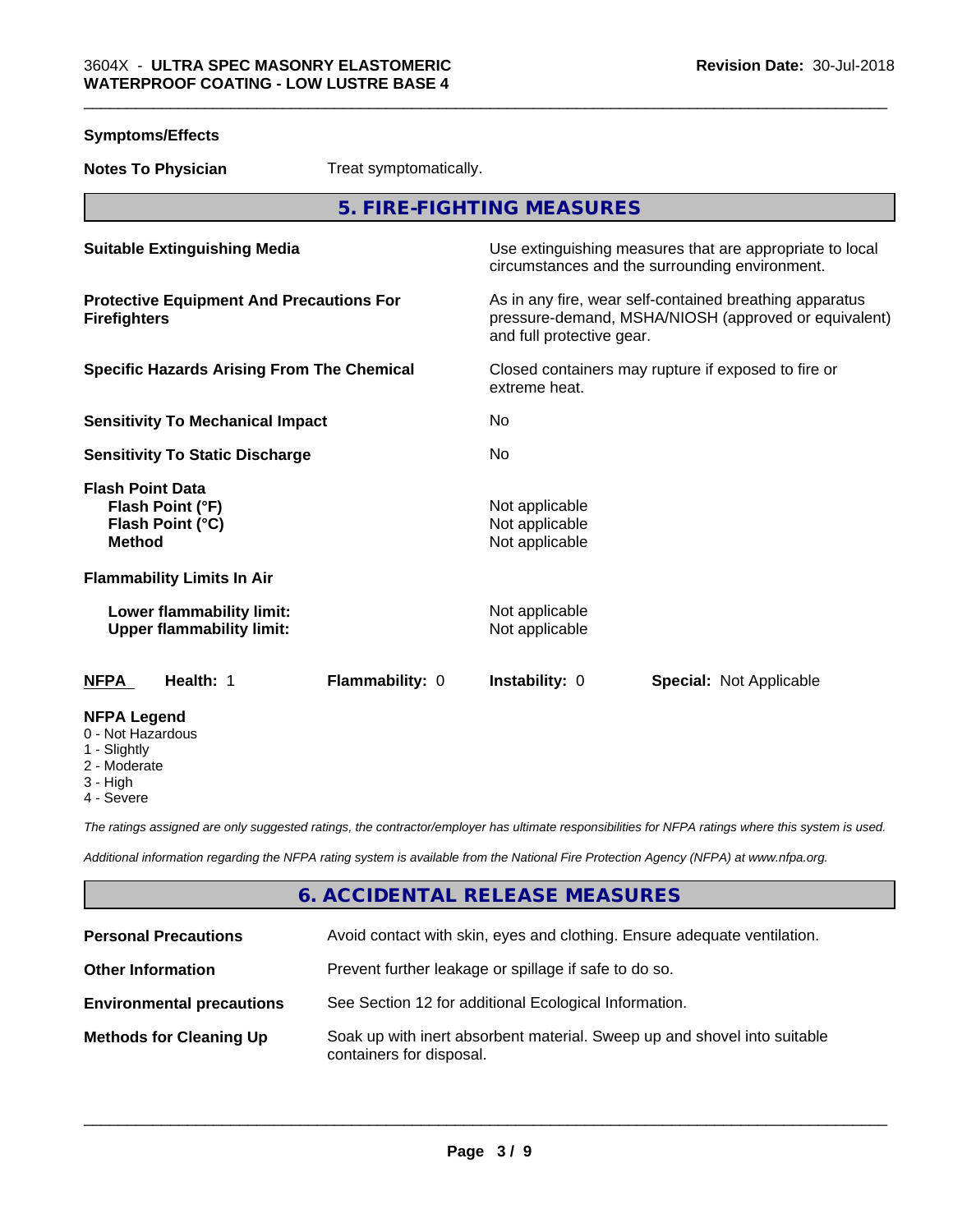**Symptoms/Effects**

**Notes To Physician** Treat symptomatically.

## 5. FIRE-FIGHTING MEASURES

| | |
|---|---|
| **Suitable Extinguishing Media** | Use extinguishing measures that are appropriate to local circumstances and the surrounding environment. |
| **Protective Equipment And Precautions For Firefighters** | As in any fire, wear self-contained breathing apparatus pressure-demand, MSHA/NIOSH (approved or equivalent) and full protective gear. |
| **Specific Hazards Arising From The Chemical** | Closed containers may rupture if exposed to fire or extreme heat. |
| **Sensitivity To Mechanical Impact** | No |
| **Sensitivity To Static Discharge** | No |
| **Flash Point Data** | |
| **Flash Point (°F)** | Not applicable |
| **Flash Point (°C)** | Not applicable |
| **Method** | Not applicable |
| **Flammability Limits In Air** | |
| **Lower flammability limit:** | Not applicable |
| **Upper flammability limit:** | Not applicable |

| **NFPA** | **Health:** 1 | **Flammability:** 0 | **Instability:** 0 | **Special:** Not Applicable |
|---|---|---|---|---|

**NFPA Legend**
- 0 - Not Hazardous
- 1 - Slightly
- 2 - Moderate
- 3 - High
- 4 - Severe

*The ratings assigned are only suggested ratings, the contractor/employer has ultimate responsibilities for NFPA ratings where this system is used.*

*Additional information regarding the NFPA rating system is available from the National Fire Protection Agency (NFPA) at www.nfpa.org.*

## 6. ACCIDENTAL RELEASE MEASURES

| | |
|---|---|
| **Personal Precautions** | Avoid contact with skin, eyes and clothing. Ensure adequate ventilation. |
| **Other Information** | Prevent further leakage or spillage if safe to do so. |
| **Environmental precautions** | See Section 12 for additional Ecological Information. |
| **Methods for Cleaning Up** | Soak up with inert absorbent material. Sweep up and shovel into suitable containers for disposal. |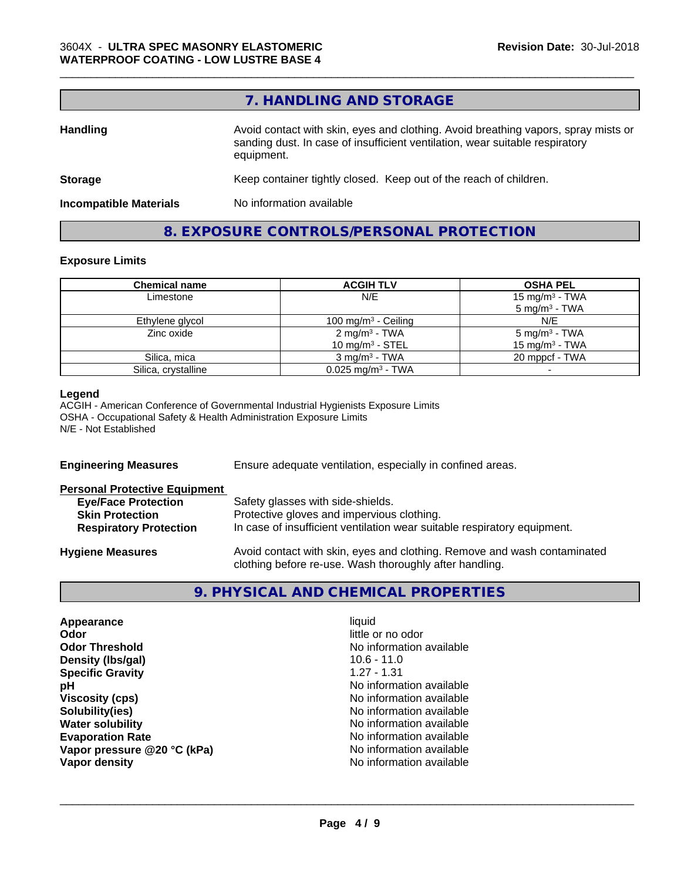## 7. HANDLING AND STORAGE

**Handling** Avoid contact with skin, eyes and clothing. Avoid breathing vapors, spray mists or sanding dust. In case of insufficient ventilation, wear suitable respiratory equipment.

**Storage** Keep container tightly closed. Keep out of the reach of children.

**Incompatible Materials** No information available

## 8. EXPOSURE CONTROLS/PERSONAL PROTECTION

### Exposure Limits

| Chemical name | ACGIH TLV | OSHA PEL |
|---|---|---|
| Limestone | N/E | 15 mg/m$^3$ - TWA<br>5 mg/m$^3$ - TWA |
| Ethylene glycol | 100 mg/m$^3$ - Ceiling | N/E |
| Zinc oxide | 2 mg/m$^3$ - TWA<br>10 mg/m$^3$ - STEL | 5 mg/m$^3$ - TWA<br>15 mg/m$^3$ - TWA |
| Silica, mica | 3 mg/m$^3$ - TWA | 20 mppcf - TWA |
| Silica, crystalline | 0.025 mg/m$^3$ - TWA | - |

**Legend**
ACGIH - American Conference of Governmental Industrial Hygienists Exposure Limits
OSHA - Occupational Safety & Health Administration Exposure Limits
N/E - Not Established

**Engineering Measures** Ensure adequate ventilation, especially in confined areas.

**Personal Protective Equipment**
- **Eye/Face Protection** Safety glasses with side-shields.
- **Skin Protection** Protective gloves and impervious clothing.
- **Respiratory Protection** In case of insufficient ventilation wear suitable respiratory equipment.

**Hygiene Measures** Avoid contact with skin, eyes and clothing. Remove and wash contaminated clothing before re-use. Wash thoroughly after handling.

## 9. PHYSICAL AND CHEMICAL PROPERTIES

| | |
|---|---|
| **Appearance** | liquid |
| **Odor** | little or no odor |
| **Odor Threshold** | No information available |
| **Density (lbs/gal)** | 10.6 - 11.0 |
| **Specific Gravity** | 1.27 - 1.31 |
| **pH** | No information available |
| **Viscosity (cps)** | No information available |
| **Solubility(ies)** | No information available |
| **Water solubility** | No information available |
| **Evaporation Rate** | No information available |
| **Vapor pressure @20 °C (kPa)** | No information available |
| **Vapor density** | No information available |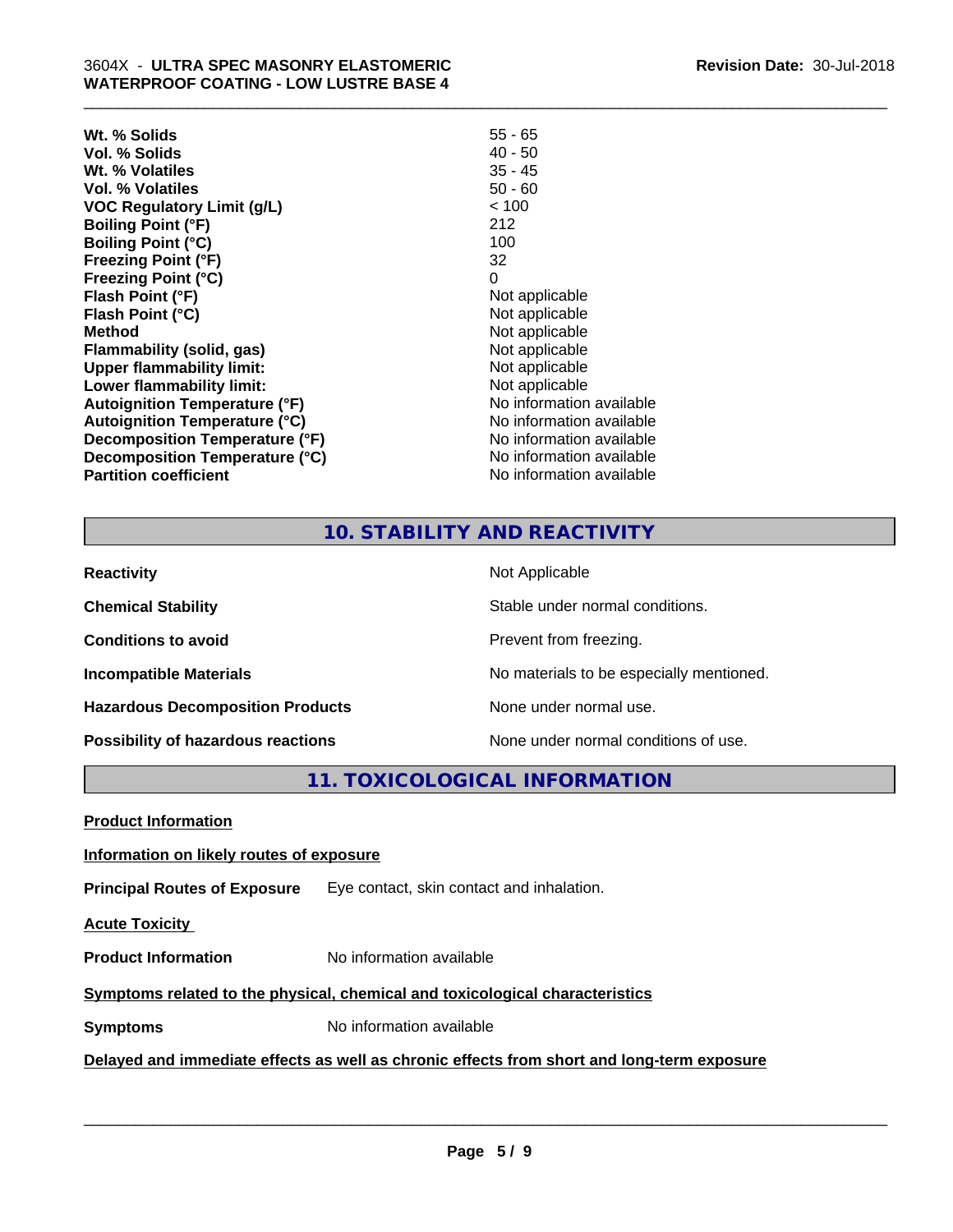| | |
|---|---|
| **Wt. % Solids** | 55 - 65 |
| **Vol. % Solids** | 40 - 50 |
| **Wt. % Volatiles** | 35 - 45 |
| **Vol. % Volatiles** | 50 - 60 |
| **VOC Regulatory Limit (g/L)** | < 100 |
| **Boiling Point (°F)** | 212 |
| **Boiling Point (°C)** | 100 |
| **Freezing Point (°F)** | 32 |
| **Freezing Point (°C)** | 0 |
| **Flash Point (°F)** | Not applicable |
| **Flash Point (°C)** | Not applicable |
| **Method** | Not applicable |
| **Flammability (solid, gas)** | Not applicable |
| **Upper flammability limit:** | Not applicable |
| **Lower flammability limit:** | Not applicable |
| **Autoignition Temperature (°F)** | No information available |
| **Autoignition Temperature (°C)** | No information available |
| **Decomposition Temperature (°F)** | No information available |
| **Decomposition Temperature (°C)** | No information available |
| **Partition coefficient** | No information available |

## 10. STABILITY AND REACTIVITY

| | |
|---|---|
| **Reactivity** | Not Applicable |
| **Chemical Stability** | Stable under normal conditions. |
| **Conditions to avoid** | Prevent from freezing. |
| **Incompatible Materials** | No materials to be especially mentioned. |
| **Hazardous Decomposition Products** | None under normal use. |
| **Possibility of hazardous reactions** | None under normal conditions of use. |

## 11. TOXICOLOGICAL INFORMATION

**Product Information**

**Information on likely routes of exposure**

**Principal Routes of Exposure** Eye contact, skin contact and inhalation.

**Acute Toxicity**

**Product Information** No information available

**Symptoms related to the physical, chemical and toxicological characteristics**

**Symptoms** No information available

**Delayed and immediate effects as well as chronic effects from short and long-term exposure**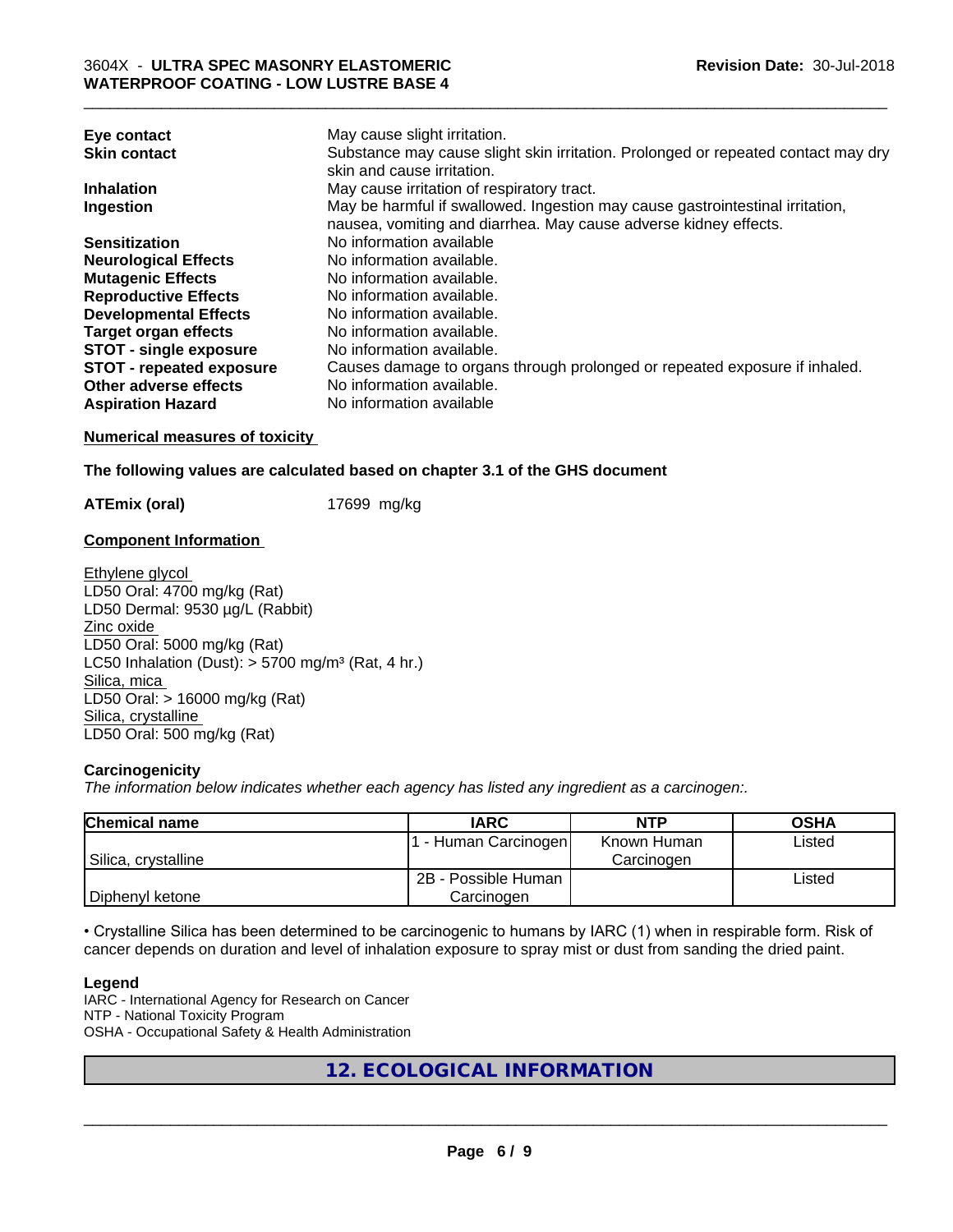| | |
|---|---|
| **Eye contact** | May cause slight irritation. |
| **Skin contact** | Substance may cause slight skin irritation. Prolonged or repeated contact may dry skin and cause irritation. |
| **Inhalation** | May cause irritation of respiratory tract. |
| **Ingestion** | May be harmful if swallowed. Ingestion may cause gastrointestinal irritation, nausea, vomiting and diarrhea. May cause adverse kidney effects. |
| **Sensitization** | No information available |
| **Neurological Effects** | No information available. |
| **Mutagenic Effects** | No information available. |
| **Reproductive Effects** | No information available. |
| **Developmental Effects** | No information available. |
| **Target organ effects** | No information available. |
| **STOT - single exposure** | No information available. |
| **STOT - repeated exposure** | Causes damage to organs through prolonged or repeated exposure if inhaled. |
| **Other adverse effects** | No information available. |
| **Aspiration Hazard** | No information available |

**Numerical measures of toxicity**

**The following values are calculated based on chapter 3.1 of the GHS document**

**ATEmix (oral)** 17699 mg/kg

**Component Information**

Ethylene glycol
LD50 Oral: 4700 mg/kg (Rat)
LD50 Dermal: 9530 µg/L (Rabbit)
Zinc oxide
LD50 Oral: 5000 mg/kg (Rat)
LC50 Inhalation (Dust): > 5700 mg/m³ (Rat, 4 hr.)
Silica, mica
LD50 Oral: > 16000 mg/kg (Rat)
Silica, crystalline
LD50 Oral: 500 mg/kg (Rat)

**Carcinogenicity**

*The information below indicates whether each agency has listed any ingredient as a carcinogen:.*

| Chemical name | IARC | NTP | OSHA |
|---|---|---|---|
| Silica, crystalline | 1 - Human Carcinogen | Known Human Carcinogen | Listed |
| Diphenyl ketone | 2B - Possible Human Carcinogen | | Listed |

• Crystalline Silica has been determined to be carcinogenic to humans by IARC (1) when in respirable form. Risk of cancer depends on duration and level of inhalation exposure to spray mist or dust from sanding the dried paint.

**Legend**

IARC - International Agency for Research on Cancer
NTP - National Toxicity Program
OSHA - Occupational Safety & Health Administration

## 12. ECOLOGICAL INFORMATION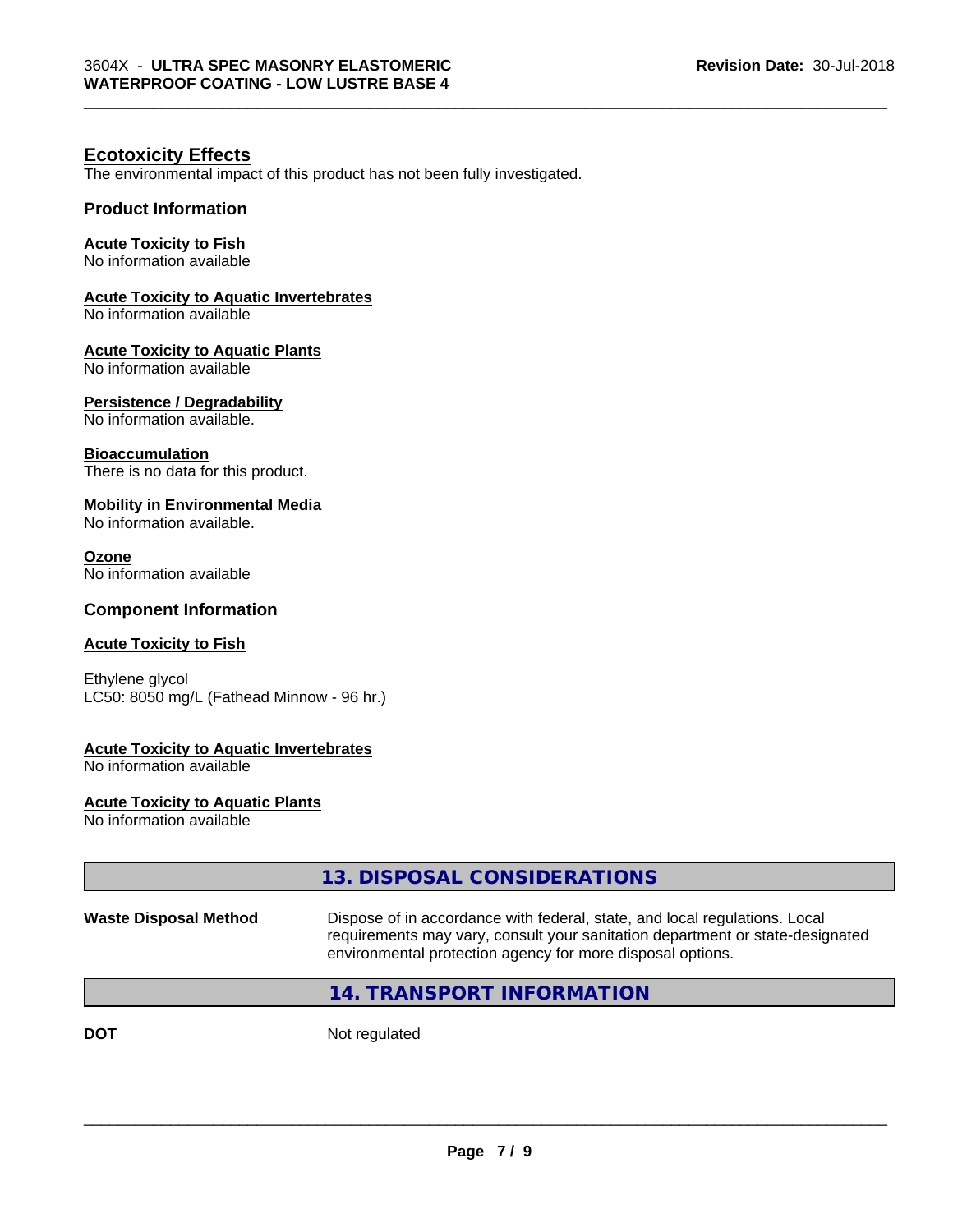## Ecotoxicity Effects

The environmental impact of this product has not been fully investigated.

### Product Information

**Acute Toxicity to Fish**
No information available

**Acute Toxicity to Aquatic Invertebrates**
No information available

**Acute Toxicity to Aquatic Plants**
No information available

**Persistence / Degradability**
No information available.

**Bioaccumulation**
There is no data for this product.

**Mobility in Environmental Media**
No information available.

**Ozone**
No information available

### Component Information

**Acute Toxicity to Fish**

Ethylene glycol
LC50: 8050 mg/L (Fathead Minnow - 96 hr.)

**Acute Toxicity to Aquatic Invertebrates**
No information available

**Acute Toxicity to Aquatic Plants**
No information available

## 13. DISPOSAL CONSIDERATIONS

| | |
|---|---|
| **Waste Disposal Method** | Dispose of in accordance with federal, state, and local regulations. Local requirements may vary, consult your sanitation department or state-designated environmental protection agency for more disposal options. |

## 14. TRANSPORT INFORMATION

| | |
|---|---|
| **DOT** | Not regulated |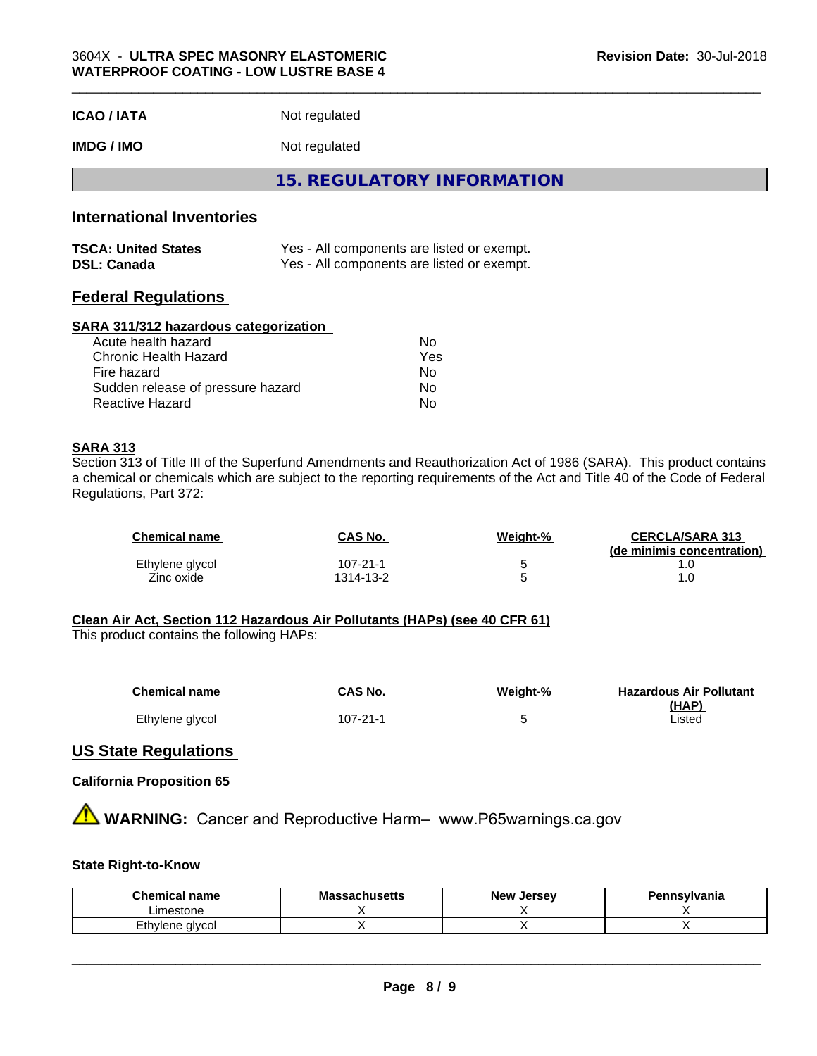| | |
|---|---|
| **ICAO / IATA** | Not regulated |
| **IMDG / IMO** | Not regulated |

## 15. REGULATORY INFORMATION

### International Inventories

| | |
|---|---|
| **TSCA: United States** | Yes - All components are listed or exempt. |
| **DSL: Canada** | Yes - All components are listed or exempt. |

### Federal Regulations

**SARA 311/312 hazardous categorization**

| | |
|---|---|
| Acute health hazard | No |
| Chronic Health Hazard | Yes |
| Fire hazard | No |
| Sudden release of pressure hazard | No |
| Reactive Hazard | No |

**SARA 313**

Section 313 of Title III of the Superfund Amendments and Reauthorization Act of 1986 (SARA). This product contains a chemical or chemicals which are subject to the reporting requirements of the Act and Title 40 of the Code of Federal Regulations, Part 372:

| Chemical name | CAS No. | Weight-% | CERCLA/SARA 313 (de minimis concentration) |
|---|---|---|---|
| Ethylene glycol | 107-21-1 | 5 | 1.0 |
| Zinc oxide | 1314-13-2 | 5 | 1.0 |

**Clean Air Act, Section 112 Hazardous Air Pollutants (HAPs) (see 40 CFR 61)**

This product contains the following HAPs:

| Chemical name | CAS No. | Weight-% | Hazardous Air Pollutant (HAP) |
|---|---|---|---|
| Ethylene glycol | 107-21-1 | 5 | Listed |

### US State Regulations

**California Proposition 65**

⚠ **WARNING:** Cancer and Reproductive Harm– www.P65warnings.ca.gov

**State Right-to-Know**

| Chemical name | Massachusetts | New Jersey | Pennsylvania |
|---|---|---|---|
| Limestone | X | X | X |
| Ethylene glycol | X | X | X |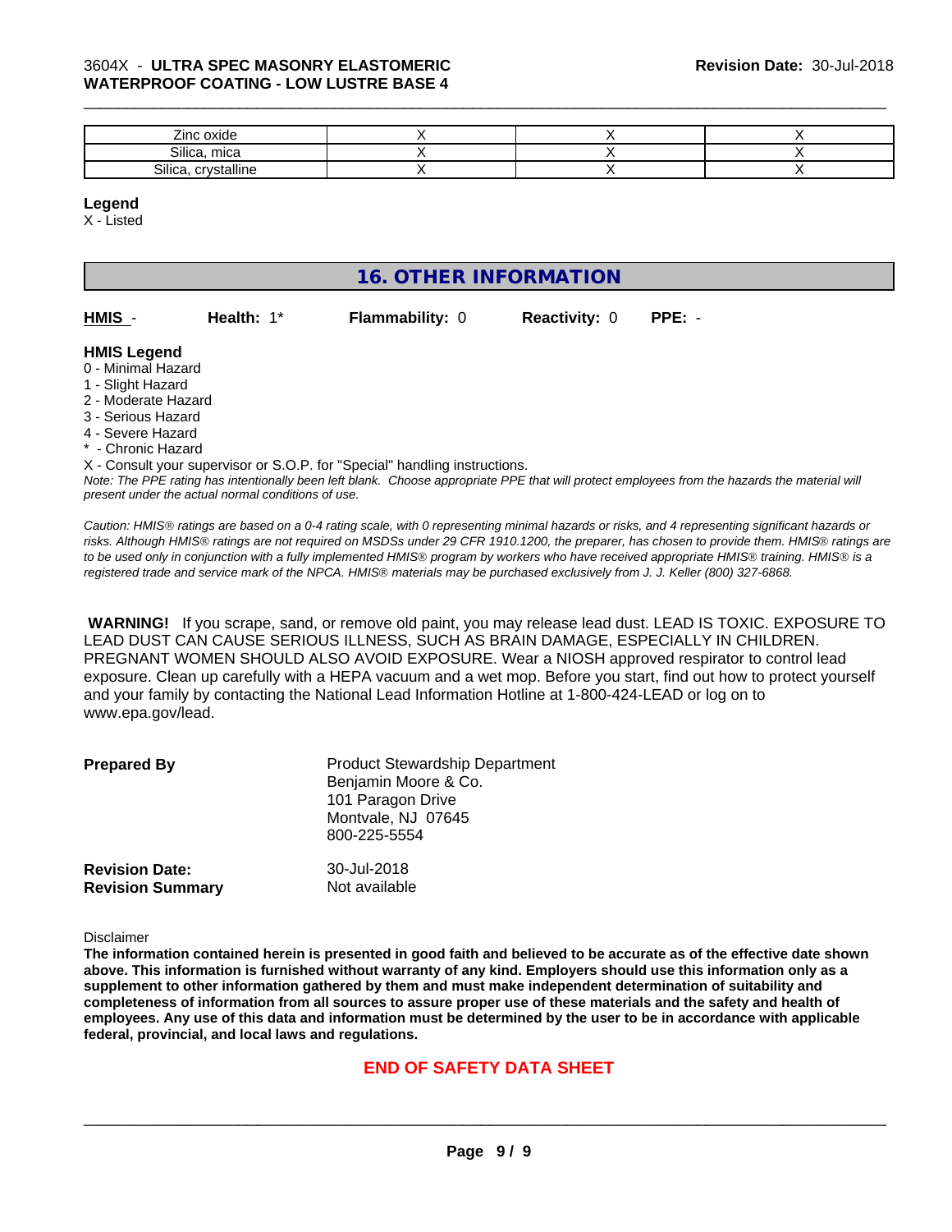| | | | |
|---|---|---|---|
| Zinc oxide | X | X | X |
| Silica, mica | X | X | X |
| Silica, crystalline | X | X | X |

**Legend**
X - Listed

## 16. OTHER INFORMATION

**HMIS** - **Health:** 1* **Flammability:** 0 **Reactivity:** 0 **PPE:** -

**HMIS Legend**
0 - Minimal Hazard
1 - Slight Hazard
2 - Moderate Hazard
3 - Serious Hazard
4 - Severe Hazard
* - Chronic Hazard
X - Consult your supervisor or S.O.P. for "Special" handling instructions.
*Note: The PPE rating has intentionally been left blank. Choose appropriate PPE that will protect employees from the hazards the material will present under the actual normal conditions of use.*

*Caution: HMIS® ratings are based on a 0-4 rating scale, with 0 representing minimal hazards or risks, and 4 representing significant hazards or risks. Although HMIS® ratings are not required on MSDSs under 29 CFR 1910.1200, the preparer, has chosen to provide them. HMIS® ratings are to be used only in conjunction with a fully implemented HMIS® program by workers who have received appropriate HMIS® training. HMIS® is a registered trade and service mark of the NPCA. HMIS® materials may be purchased exclusively from J. J. Keller (800) 327-6868.*

**WARNING!** If you scrape, sand, or remove old paint, you may release lead dust. LEAD IS TOXIC. EXPOSURE TO LEAD DUST CAN CAUSE SERIOUS ILLNESS, SUCH AS BRAIN DAMAGE, ESPECIALLY IN CHILDREN. PREGNANT WOMEN SHOULD ALSO AVOID EXPOSURE. Wear a NIOSH approved respirator to control lead exposure. Clean up carefully with a HEPA vacuum and a wet mop. Before you start, find out how to protect yourself and your family by contacting the National Lead Information Hotline at 1-800-424-LEAD or log on to www.epa.gov/lead.

**Prepared By**
Product Stewardship Department
Benjamin Moore & Co.
101 Paragon Drive
Montvale, NJ 07645
800-225-5554

**Revision Date:** 30-Jul-2018
**Revision Summary** Not available

Disclaimer
**The information contained herein is presented in good faith and believed to be accurate as of the effective date shown above. This information is furnished without warranty of any kind. Employers should use this information only as a supplement to other information gathered by them and must make independent determination of suitability and completeness of information from all sources to assure proper use of these materials and the safety and health of employees. Any use of this data and information must be determined by the user to be in accordance with applicable federal, provincial, and local laws and regulations.**

**END OF SAFETY DATA SHEET**